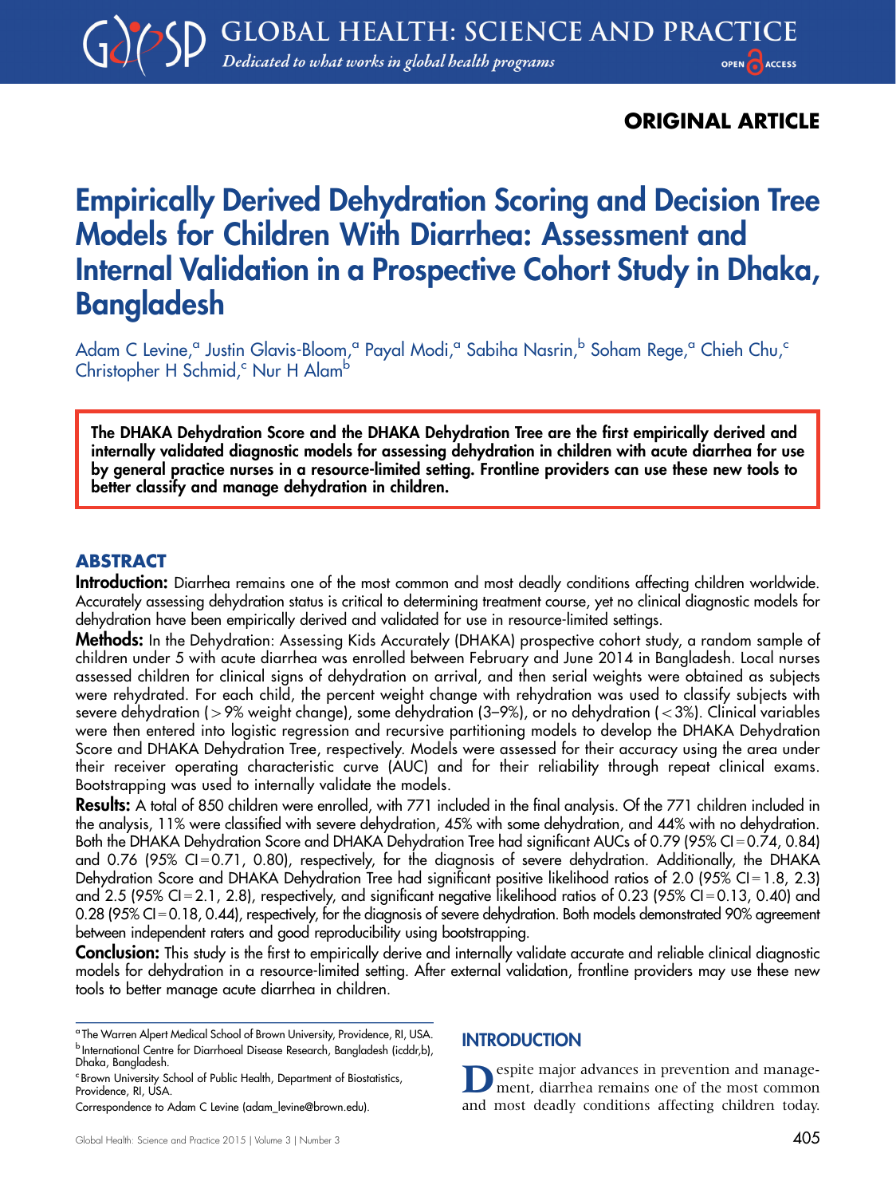ORIGINAL ARTICLE

# Empirically Derived Dehydration Scoring and Decision Tree Models for Children With Diarrhea: Assessment and Internal Validation in a Prospective Cohort Study in Dhaka, Bangladesh

Adam C Levine,[a] Justin Glavis-Bloom,[a] Payal Modi,[a] Sabiha Nasrin,[b] Soham Rege,[a] Chieh Chu,[c] Christopher H Schmid,[c] Nur H Alam[b]

**The DHAKA Dehydration Score and the DHAKA Dehydration Tree are the first empirically derived and internally validated diagnostic models for assessing dehydration in children with acute diarrhea for use by general practice nurses in a resource-limited setting. Frontline providers can use these new tools to better classify and manage dehydration in children.**

## ABSTRACT

**Introduction:** Diarrhea remains one of the most common and most deadly conditions affecting children worldwide. Accurately assessing dehydration status is critical to determining treatment course, yet no clinical diagnostic models for dehydration have been empirically derived and validated for use in resource-limited settings.

**Methods:** In the Dehydration: Assessing Kids Accurately (DHAKA) prospective cohort study, a random sample of children under 5 with acute diarrhea was enrolled between February and June 2014 in Bangladesh. Local nurses assessed children for clinical signs of dehydration on arrival, and then serial weights were obtained as subjects were rehydrated. For each child, the percent weight change with rehydration was used to classify subjects with severe dehydration (>9% weight change), some dehydration (3–9%), or no dehydration (<3%). Clinical variables were then entered into logistic regression and recursive partitioning models to develop the DHAKA Dehydration Score and DHAKA Dehydration Tree, respectively. Models were assessed for their accuracy using the area under their receiver operating characteristic curve (AUC) and for their reliability through repeat clinical exams. Bootstrapping was used to internally validate the models.

**Results:** A total of 850 children were enrolled, with 771 included in the final analysis. Of the 771 children included in the analysis, 11% were classified with severe dehydration, 45% with some dehydration, and 44% with no dehydration. Both the DHAKA Dehydration Score and DHAKA Dehydration Tree had significant AUCs of 0.79 (95% CI=0.74, 0.84) and 0.76 (95% CI=0.71, 0.80), respectively, for the diagnosis of severe dehydration. Additionally, the DHAKA Dehydration Score and DHAKA Dehydration Tree had significant positive likelihood ratios of 2.0 (95% CI=1.8, 2.3) and 2.5 (95% CI=2.1, 2.8), respectively, and significant negative likelihood ratios of 0.23 (95% CI=0.13, 0.40) and 0.28 (95% CI=0.18, 0.44), respectively, for the diagnosis of severe dehydration. Both models demonstrated 90% agreement between independent raters and good reproducibility using bootstrapping.

**Conclusion:** This study is the first to empirically derive and internally validate accurate and reliable clinical diagnostic models for dehydration in a resource-limited setting. After external validation, frontline providers may use these new tools to better manage acute diarrhea in children.

[a] The Warren Alpert Medical School of Brown University, Providence, RI, USA.
[b] International Centre for Diarrhoeal Disease Research, Bangladesh (icddr,b), Dhaka, Bangladesh.
[c] Brown University School of Public Health, Department of Biostatistics, Providence, RI, USA.
Correspondence to Adam C Levine (adam_levine@brown.edu).

## INTRODUCTION

Despite major advances in prevention and management, diarrhea remains one of the most common and most deadly conditions affecting children today.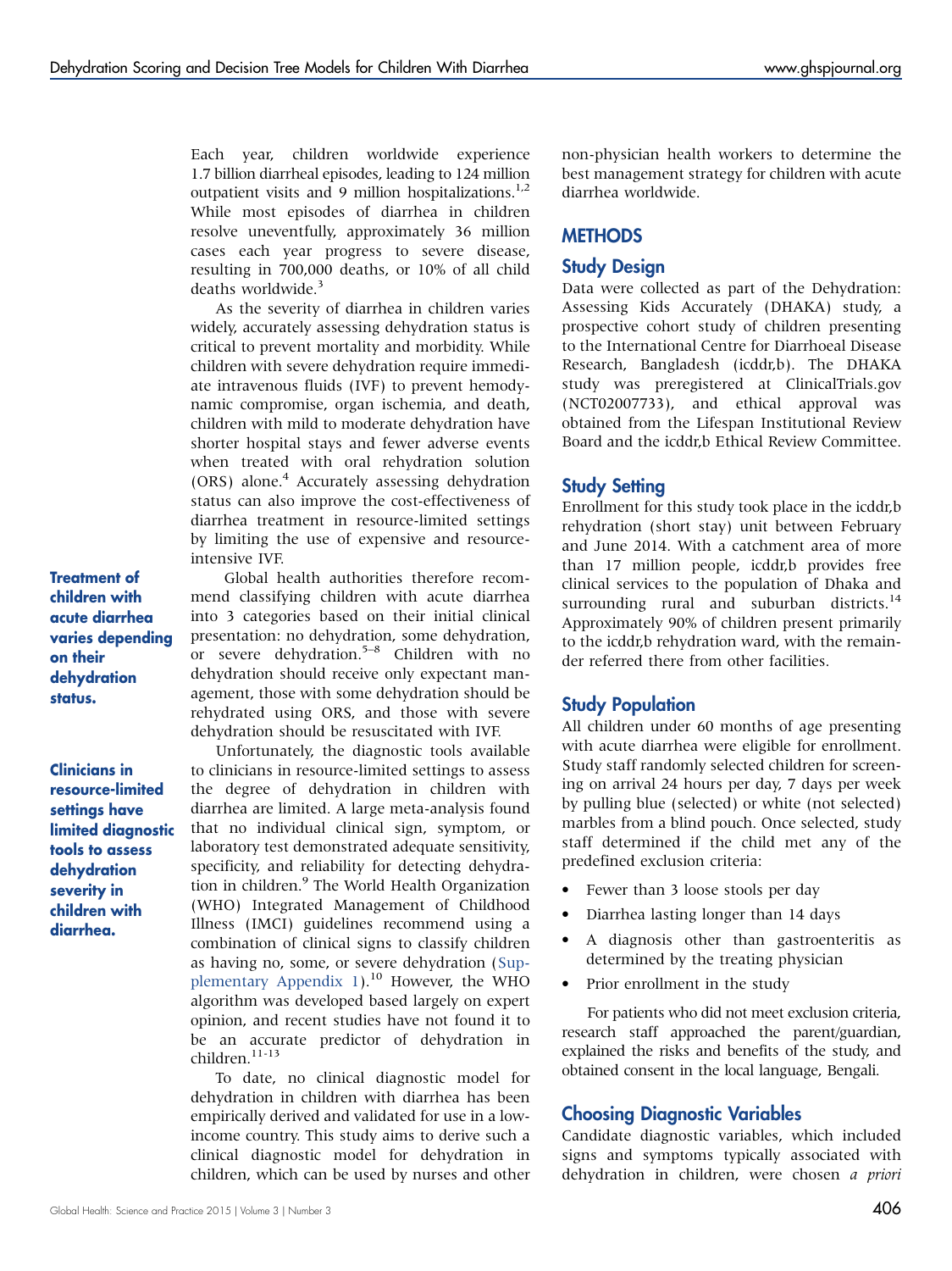Each year, children worldwide experience 1.7 billion diarrheal episodes, leading to 124 million outpatient visits and 9 million hospitalizations.[1,2] While most episodes of diarrhea in children resolve uneventfully, approximately 36 million cases each year progress to severe disease, resulting in 700,000 deaths, or 10% of all child deaths worldwide.[3]

As the severity of diarrhea in children varies widely, accurately assessing dehydration status is critical to prevent mortality and morbidity. While children with severe dehydration require immediate intravenous fluids (IVF) to prevent hemodynamic compromise, organ ischemia, and death, children with mild to moderate dehydration have shorter hospital stays and fewer adverse events when treated with oral rehydration solution (ORS) alone.[4] Accurately assessing dehydration status can also improve the cost-effectiveness of diarrhea treatment in resource-limited settings by limiting the use of expensive and resource-intensive IVF.

**Treatment of children with acute diarrhea varies depending on their dehydration status.**

Global health authorities therefore recommend classifying children with acute diarrhea into 3 categories based on their initial clinical presentation: no dehydration, some dehydration, or severe dehydration.[5–8] Children with no dehydration should receive only expectant management, those with some dehydration should be rehydrated using ORS, and those with severe dehydration should be resuscitated with IVF.

**Clinicians in resource-limited settings have limited diagnostic tools to assess dehydration severity in children with diarrhea.**

Unfortunately, the diagnostic tools available to clinicians in resource-limited settings to assess the degree of dehydration in children with diarrhea are limited. A large meta-analysis found that no individual clinical sign, symptom, or laboratory test demonstrated adequate sensitivity, specificity, and reliability for detecting dehydration in children.[9] The World Health Organization (WHO) Integrated Management of Childhood Illness (IMCI) guidelines recommend using a combination of clinical signs to classify children as having no, some, or severe dehydration (Supplementary Appendix 1).[10] However, the WHO algorithm was developed based largely on expert opinion, and recent studies have not found it to be an accurate predictor of dehydration in children.[11-13]

To date, no clinical diagnostic model for dehydration in children with diarrhea has been empirically derived and validated for use in a low-income country. This study aims to derive such a clinical diagnostic model for dehydration in children, which can be used by nurses and other non-physician health workers to determine the best management strategy for children with acute diarrhea worldwide.

## METHODS

### Study Design

Data were collected as part of the Dehydration: Assessing Kids Accurately (DHAKA) study, a prospective cohort study of children presenting to the International Centre for Diarrhoeal Disease Research, Bangladesh (icddr,b). The DHAKA study was preregistered at ClinicalTrials.gov (NCT02007733), and ethical approval was obtained from the Lifespan Institutional Review Board and the icddr,b Ethical Review Committee.

### Study Setting

Enrollment for this study took place in the icddr,b rehydration (short stay) unit between February and June 2014. With a catchment area of more than 17 million people, icddr,b provides free clinical services to the population of Dhaka and surrounding rural and suburban districts.[14] Approximately 90% of children present primarily to the icddr,b rehydration ward, with the remainder referred there from other facilities.

### Study Population

All children under 60 months of age presenting with acute diarrhea were eligible for enrollment. Study staff randomly selected children for screening on arrival 24 hours per day, 7 days per week by pulling blue (selected) or white (not selected) marbles from a blind pouch. Once selected, study staff determined if the child met any of the predefined exclusion criteria:

- Fewer than 3 loose stools per day
- Diarrhea lasting longer than 14 days
- A diagnosis other than gastroenteritis as determined by the treating physician
- Prior enrollment in the study

For patients who did not meet exclusion criteria, research staff approached the parent/guardian, explained the risks and benefits of the study, and obtained consent in the local language, Bengali.

### Choosing Diagnostic Variables

Candidate diagnostic variables, which included signs and symptoms typically associated with dehydration in children, were chosen *a priori*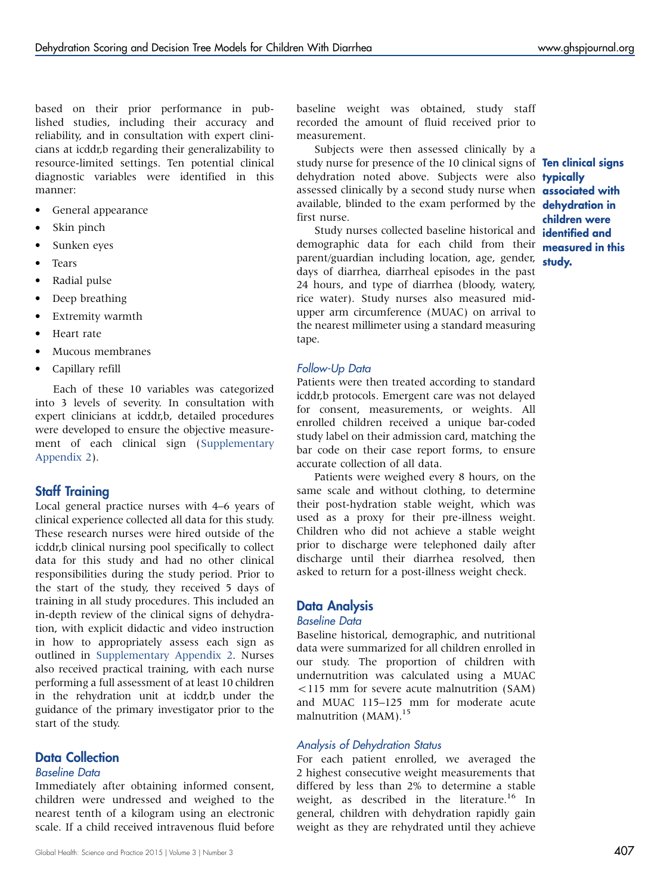based on their prior performance in published studies, including their accuracy and reliability, and in consultation with expert clinicians at icddr,b regarding their generalizability to resource-limited settings. Ten potential clinical diagnostic variables were identified in this manner:

- General appearance
- Skin pinch
- Sunken eyes
- Tears
- Radial pulse
- Deep breathing
- Extremity warmth
- Heart rate
- Mucous membranes
- Capillary refill

Each of these 10 variables was categorized into 3 levels of severity. In consultation with expert clinicians at icddr,b, detailed procedures were developed to ensure the objective measurement of each clinical sign (Supplementary Appendix 2).

## Staff Training

Local general practice nurses with 4–6 years of clinical experience collected all data for this study. These research nurses were hired outside of the icddr,b clinical nursing pool specifically to collect data for this study and had no other clinical responsibilities during the study period. Prior to the start of the study, they received 5 days of training in all study procedures. This included an in-depth review of the clinical signs of dehydration, with explicit didactic and video instruction in how to appropriately assess each sign as outlined in Supplementary Appendix 2. Nurses also received practical training, with each nurse performing a full assessment of at least 10 children in the rehydration unit at icddr,b under the guidance of the primary investigator prior to the start of the study.

## Data Collection

### Baseline Data

Immediately after obtaining informed consent, children were undressed and weighed to the nearest tenth of a kilogram using an electronic scale. If a child received intravenous fluid before baseline weight was obtained, study staff recorded the amount of fluid received prior to measurement.

Subjects were then assessed clinically by a study nurse for presence of the 10 clinical signs of dehydration noted above. Subjects were also assessed clinically by a second study nurse when available, blinded to the exam performed by the first nurse.

**Ten clinical signs typically associated with dehydration in children were identified and measured in this study.**

Study nurses collected baseline historical and demographic data for each child from their parent/guardian including location, age, gender, days of diarrhea, diarrheal episodes in the past 24 hours, and type of diarrhea (bloody, watery, rice water). Study nurses also measured mid-upper arm circumference (MUAC) on arrival to the nearest millimeter using a standard measuring tape.

### Follow-Up Data

Patients were then treated according to standard icddr,b protocols. Emergent care was not delayed for consent, measurements, or weights. All enrolled children received a unique bar-coded study label on their admission card, matching the bar code on their case report forms, to ensure accurate collection of all data.

Patients were weighed every 8 hours, on the same scale and without clothing, to determine their post-hydration stable weight, which was used as a proxy for their pre-illness weight. Children who did not achieve a stable weight prior to discharge were telephoned daily after discharge until their diarrhea resolved, then asked to return for a post-illness weight check.

## Data Analysis

### Baseline Data

Baseline historical, demographic, and nutritional data were summarized for all children enrolled in our study. The proportion of children with undernutrition was calculated using a MUAC <115 mm for severe acute malnutrition (SAM) and MUAC 115–125 mm for moderate acute malnutrition (MAM).[15]

### Analysis of Dehydration Status

For each patient enrolled, we averaged the 2 highest consecutive weight measurements that differed by less than 2% to determine a stable weight, as described in the literature.[16] In general, children with dehydration rapidly gain weight as they are rehydrated until they achieve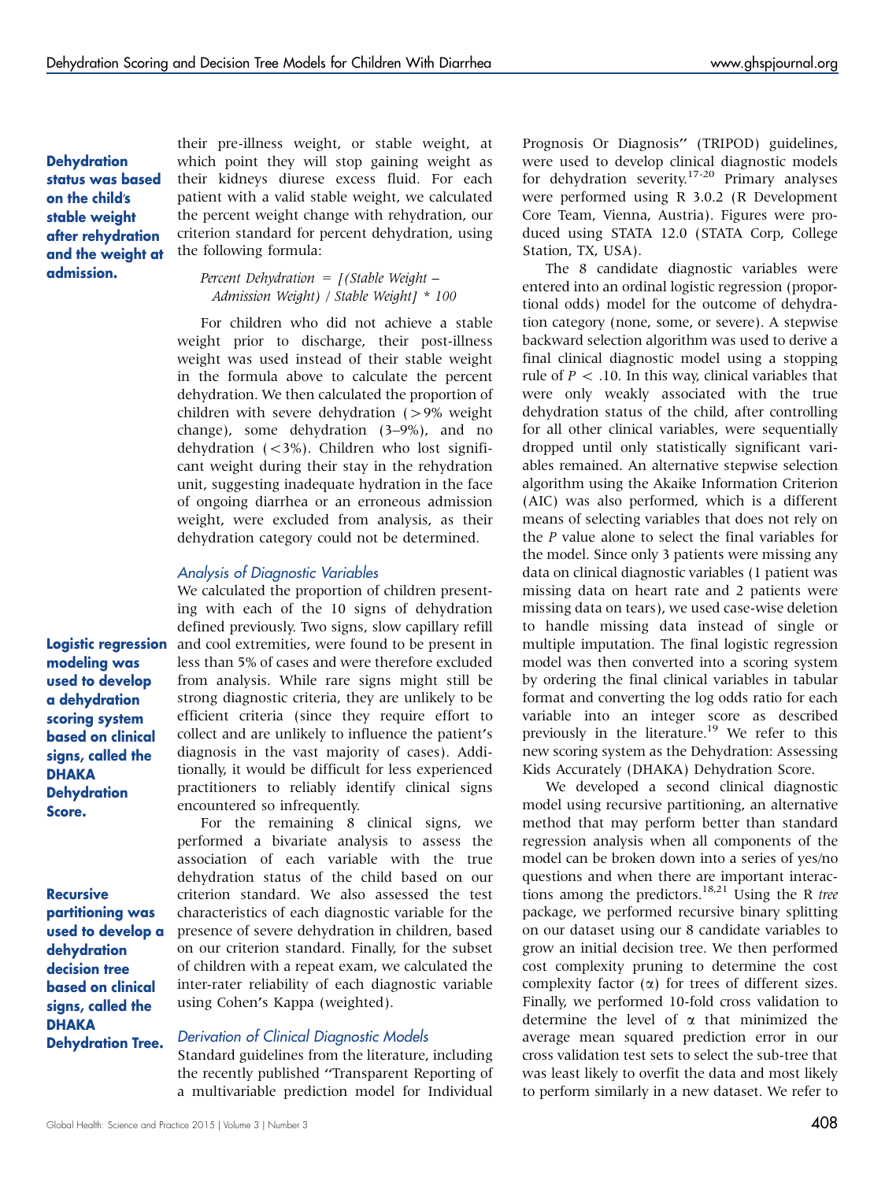**Dehydration status was based on the child's stable weight after rehydration and the weight at admission.**

their pre-illness weight, or stable weight, at which point they will stop gaining weight as their kidneys diurese excess fluid. For each patient with a valid stable weight, we calculated the percent weight change with rehydration, our criterion standard for percent dehydration, using the following formula:

*Percent Dehydration = [(Stable Weight – Admission Weight) / Stable Weight] * 100*

For children who did not achieve a stable weight prior to discharge, their post-illness weight was used instead of their stable weight in the formula above to calculate the percent dehydration. We then calculated the proportion of children with severe dehydration (>9% weight change), some dehydration (3–9%), and no dehydration (<3%). Children who lost significant weight during their stay in the rehydration unit, suggesting inadequate hydration in the face of ongoing diarrhea or an erroneous admission weight, were excluded from analysis, as their dehydration category could not be determined.

### Analysis of Diagnostic Variables

**Logistic regression modeling was used to develop a dehydration scoring system based on clinical signs, called the DHAKA Dehydration Score.**

We calculated the proportion of children presenting with each of the 10 signs of dehydration defined previously. Two signs, slow capillary refill and cool extremities, were found to be present in less than 5% of cases and were therefore excluded from analysis. While rare signs might still be strong diagnostic criteria, they are unlikely to be efficient criteria (since they require effort to collect and are unlikely to influence the patient's diagnosis in the vast majority of cases). Additionally, it would be difficult for less experienced practitioners to reliably identify clinical signs encountered so infrequently.

**Recursive partitioning was used to develop a dehydration decision tree based on clinical signs, called the DHAKA Dehydration Tree.**

For the remaining 8 clinical signs, we performed a bivariate analysis to assess the association of each variable with the true dehydration status of the child based on our criterion standard. We also assessed the test characteristics of each diagnostic variable for the presence of severe dehydration in children, based on our criterion standard. Finally, for the subset of children with a repeat exam, we calculated the inter-rater reliability of each diagnostic variable using Cohen's Kappa (weighted).

### Derivation of Clinical Diagnostic Models

Standard guidelines from the literature, including the recently published "Transparent Reporting of a multivariable prediction model for Individual Prognosis Or Diagnosis" (TRIPOD) guidelines, were used to develop clinical diagnostic models for dehydration severity.[17-20] Primary analyses were performed using R 3.0.2 (R Development Core Team, Vienna, Austria). Figures were produced using STATA 12.0 (STATA Corp, College Station, TX, USA).

The 8 candidate diagnostic variables were entered into an ordinal logistic regression (proportional odds) model for the outcome of dehydration category (none, some, or severe). A stepwise backward selection algorithm was used to derive a final clinical diagnostic model using a stopping rule of $P < .10$. In this way, clinical variables that were only weakly associated with the true dehydration status of the child, after controlling for all other clinical variables, were sequentially dropped until only statistically significant variables remained. An alternative stepwise selection algorithm using the Akaike Information Criterion (AIC) was also performed, which is a different means of selecting variables that does not rely on the *P* value alone to select the final variables for the model. Since only 3 patients were missing any data on clinical diagnostic variables (1 patient was missing data on heart rate and 2 patients were missing data on tears), we used case-wise deletion to handle missing data instead of single or multiple imputation. The final logistic regression model was then converted into a scoring system by ordering the final clinical variables in tabular format and converting the log odds ratio for each variable into an integer score as described previously in the literature.[19] We refer to this new scoring system as the Dehydration: Assessing Kids Accurately (DHAKA) Dehydration Score.

We developed a second clinical diagnostic model using recursive partitioning, an alternative method that may perform better than standard regression analysis when all components of the model can be broken down into a series of yes/no questions and when there are important interactions among the predictors.[18,21] Using the R *tree* package, we performed recursive binary splitting on our dataset using our 8 candidate variables to grow an initial decision tree. We then performed cost complexity pruning to determine the cost complexity factor ($\alpha$) for trees of different sizes. Finally, we performed 10-fold cross validation to determine the level of $\alpha$ that minimized the average mean squared prediction error in our cross validation test sets to select the sub-tree that was least likely to overfit the data and most likely to perform similarly in a new dataset. We refer to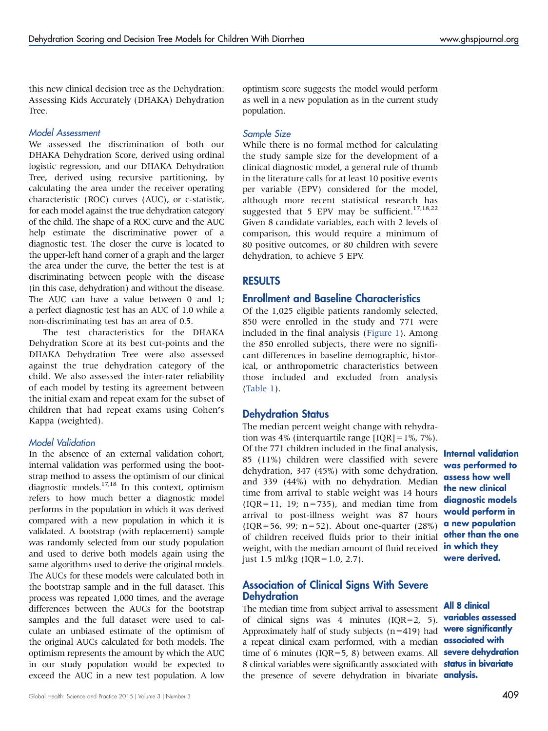this new clinical decision tree as the Dehydration: Assessing Kids Accurately (DHAKA) Dehydration Tree.

#### *Model Assessment*

We assessed the discrimination of both our DHAKA Dehydration Score, derived using ordinal logistic regression, and our DHAKA Dehydration Tree, derived using recursive partitioning, by calculating the area under the receiver operating characteristic (ROC) curves (AUC), or c-statistic, for each model against the true dehydration category of the child. The shape of a ROC curve and the AUC help estimate the discriminative power of a diagnostic test. The closer the curve is located to the upper-left hand corner of a graph and the larger the area under the curve, the better the test is at discriminating between people with the disease (in this case, dehydration) and without the disease. The AUC can have a value between 0 and 1; a perfect diagnostic test has an AUC of 1.0 while a non-discriminating test has an area of 0.5.

The test characteristics for the DHAKA Dehydration Score at its best cut-points and the DHAKA Dehydration Tree were also assessed against the true dehydration category of the child. We also assessed the inter-rater reliability of each model by testing its agreement between the initial exam and repeat exam for the subset of children that had repeat exams using Cohen's Kappa (weighted).

#### *Model Validation*

In the absence of an external validation cohort, internal validation was performed using the bootstrap method to assess the optimism of our clinical diagnostic models.[17,18] In this context, optimism refers to how much better a diagnostic model performs in the population in which it was derived compared with a new population in which it is validated. A bootstrap (with replacement) sample was randomly selected from our study population and used to derive both models again using the same algorithms used to derive the original models. The AUCs for these models were calculated both in the bootstrap sample and in the full dataset. This process was repeated 1,000 times, and the average differences between the AUCs for the bootstrap samples and the full dataset were used to calculate an unbiased estimate of the optimism of the original AUCs calculated for both models. The optimism represents the amount by which the AUC in our study population would be expected to exceed the AUC in a new test population. A low optimism score suggests the model would perform as well in a new population as in the current study population.

#### *Sample Size*

While there is no formal method for calculating the study sample size for the development of a clinical diagnostic model, a general rule of thumb in the literature calls for at least 10 positive events per variable (EPV) considered for the model, although more recent statistical research has suggested that 5 EPV may be sufficient.[17,18,22] Given 8 candidate variables, each with 2 levels of comparison, this would require a minimum of 80 positive outcomes, or 80 children with severe dehydration, to achieve 5 EPV.

## RESULTS

### Enrollment and Baseline Characteristics

Of the 1,025 eligible patients randomly selected, 850 were enrolled in the study and 771 were included in the final analysis (Figure 1). Among the 850 enrolled subjects, there were no significant differences in baseline demographic, historical, or anthropometric characteristics between those included and excluded from analysis (Table 1).

### Dehydration Status

The median percent weight change with rehydration was 4% (interquartile range [IQR] = 1%, 7%). Of the 771 children included in the final analysis, 85 (11%) children were classified with severe dehydration, 347 (45%) with some dehydration, and 339 (44%) with no dehydration. Median time from arrival to stable weight was 14 hours (IQR = 11, 19; n = 735), and median time from arrival to post-illness weight was 87 hours (IQR = 56, 99; n = 52). About one-quarter (28%) of children received fluids prior to their initial weight, with the median amount of fluid received just 1.5 ml/kg (IQR = 1.0, 2.7).

**Internal validation was performed to assess how well the new clinical diagnostic models would perform in a new population other than the one in which they were derived.**

### Association of Clinical Signs With Severe Dehydration

The median time from subject arrival to assessment of clinical signs was 4 minutes (IQR = 2, 5). Approximately half of study subjects (n = 419) had a repeat clinical exam performed, with a median time of 6 minutes (IQR = 5, 8) between exams. All 8 clinical variables were significantly associated with the presence of severe dehydration in bivariate

**All 8 clinical variables assessed were significantly associated with severe dehydration status in bivariate analysis.**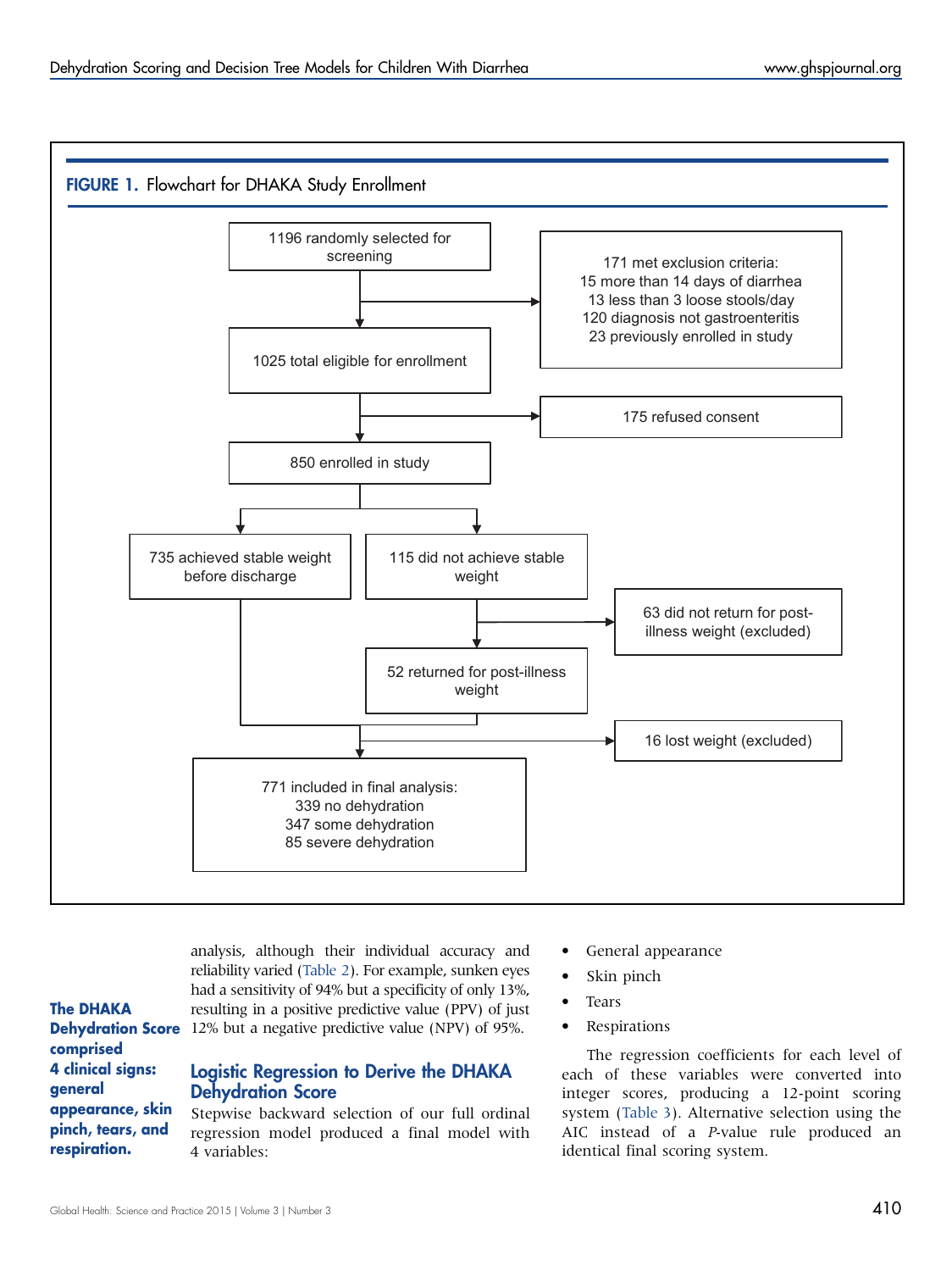**FIGURE 1.** Flowchart for DHAKA Study Enrollment

- 1196 randomly selected for screening
  - → 171 met exclusion criteria:
    - 15 more than 14 days of diarrhea
    - 13 less than 3 loose stools/day
    - 120 diagnosis not gastroenteritis
    - 23 previously enrolled in study
- 1025 total eligible for enrollment
  - → 175 refused consent
- 850 enrolled in study
  - 735 achieved stable weight before discharge
  - 115 did not achieve stable weight
    - → 63 did not return for post-illness weight (excluded)
    - 52 returned for post-illness weight
  - → 16 lost weight (excluded)
- 771 included in final analysis:
  - 339 no dehydration
  - 347 some dehydration
  - 85 severe dehydration

analysis, although their individual accuracy and reliability varied (Table 2). For example, sunken eyes had a sensitivity of 94% but a specificity of only 13%, resulting in a positive predictive value (PPV) of just 12% but a negative predictive value (NPV) of 95%.

**The DHAKA Dehydration Score comprised 4 clinical signs: general appearance, skin pinch, tears, and respiration.**

## Logistic Regression to Derive the DHAKA Dehydration Score

Stepwise backward selection of our full ordinal regression model produced a final model with 4 variables:

- General appearance
- Skin pinch
- Tears
- Respirations

The regression coefficients for each level of each of these variables were converted into integer scores, producing a 12-point scoring system (Table 3). Alternative selection using the AIC instead of a *P*-value rule produced an identical final scoring system.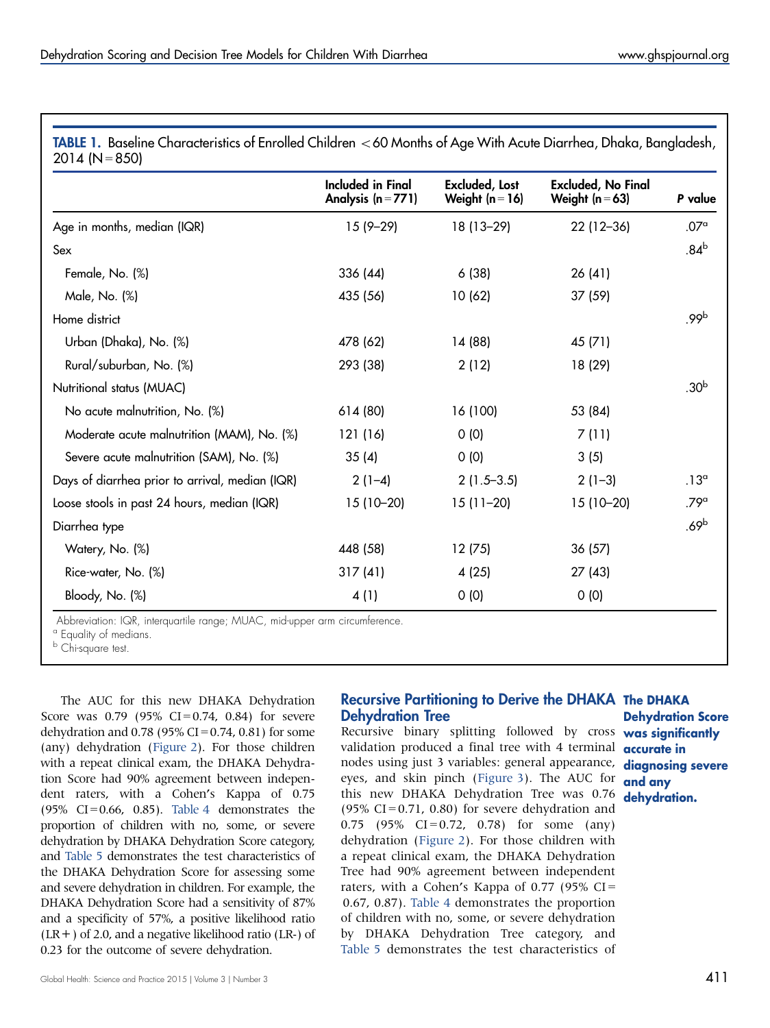**TABLE 1.** Baseline Characteristics of Enrolled Children < 60 Months of Age With Acute Diarrhea, Dhaka, Bangladesh, 2014 (N = 850)

| | Included in Final Analysis (n = 771) | Excluded, Lost Weight (n = 16) | Excluded, No Final Weight (n = 63) | *P* value |
|---|---|---|---|---|
| Age in months, median (IQR) | 15 (9–29) | 18 (13–29) | 22 (12–36) | .07[a] |
| Sex | | | | .84[b] |
| Female, No. (%) | 336 (44) | 6 (38) | 26 (41) | |
| Male, No. (%) | 435 (56) | 10 (62) | 37 (59) | |
| Home district | | | | .99[b] |
| Urban (Dhaka), No. (%) | 478 (62) | 14 (88) | 45 (71) | |
| Rural/suburban, No. (%) | 293 (38) | 2 (12) | 18 (29) | |
| Nutritional status (MUAC) | | | | .30[b] |
| No acute malnutrition, No. (%) | 614 (80) | 16 (100) | 53 (84) | |
| Moderate acute malnutrition (MAM), No. (%) | 121 (16) | 0 (0) | 7 (11) | |
| Severe acute malnutrition (SAM), No. (%) | 35 (4) | 0 (0) | 3 (5) | |
| Days of diarrhea prior to arrival, median (IQR) | 2 (1–4) | 2 (1.5–3.5) | 2 (1–3) | .13[a] |
| Loose stools in past 24 hours, median (IQR) | 15 (10–20) | 15 (11–20) | 15 (10–20) | .79[a] |
| Diarrhea type | | | | .69[b] |
| Watery, No. (%) | 448 (58) | 12 (75) | 36 (57) | |
| Rice-water, No. (%) | 317 (41) | 4 (25) | 27 (43) | |
| Bloody, No. (%) | 4 (1) | 0 (0) | 0 (0) | |

Abbreviation: IQR, interquartile range; MUAC, mid-upper arm circumference.
[a] Equality of medians.
[b] Chi-square test.

The AUC for this new DHAKA Dehydration Score was 0.79 (95% CI = 0.74, 0.84) for severe dehydration and 0.78 (95% CI = 0.74, 0.81) for some (any) dehydration (Figure 2). For those children with a repeat clinical exam, the DHAKA Dehydration Score had 90% agreement between independent raters, with a Cohen's Kappa of 0.75 (95% CI = 0.66, 0.85). Table 4 demonstrates the proportion of children with no, some, or severe dehydration by DHAKA Dehydration Score category, and Table 5 demonstrates the test characteristics of the DHAKA Dehydration Score for assessing some and severe dehydration in children. For example, the DHAKA Dehydration Score had a sensitivity of 87% and a specificity of 57%, a positive likelihood ratio (LR+) of 2.0, and a negative likelihood ratio (LR-) of 0.23 for the outcome of severe dehydration.

**The DHAKA Dehydration Score was significantly accurate in diagnosing severe and any dehydration.**

## Recursive Partitioning to Derive the DHAKA Dehydration Tree

Recursive binary splitting followed by cross validation produced a final tree with 4 terminal nodes using just 3 variables: general appearance, eyes, and skin pinch (Figure 3). The AUC for this new DHAKA Dehydration Tree was 0.76 (95% CI = 0.71, 0.80) for severe dehydration and 0.75 (95% CI = 0.72, 0.78) for some (any) dehydration (Figure 2). For those children with a repeat clinical exam, the DHAKA Dehydration Tree had 90% agreement between independent raters, with a Cohen's Kappa of 0.77 (95% CI = 0.67, 0.87). Table 4 demonstrates the proportion of children with no, some, or severe dehydration by DHAKA Dehydration Tree category, and Table 5 demonstrates the test characteristics of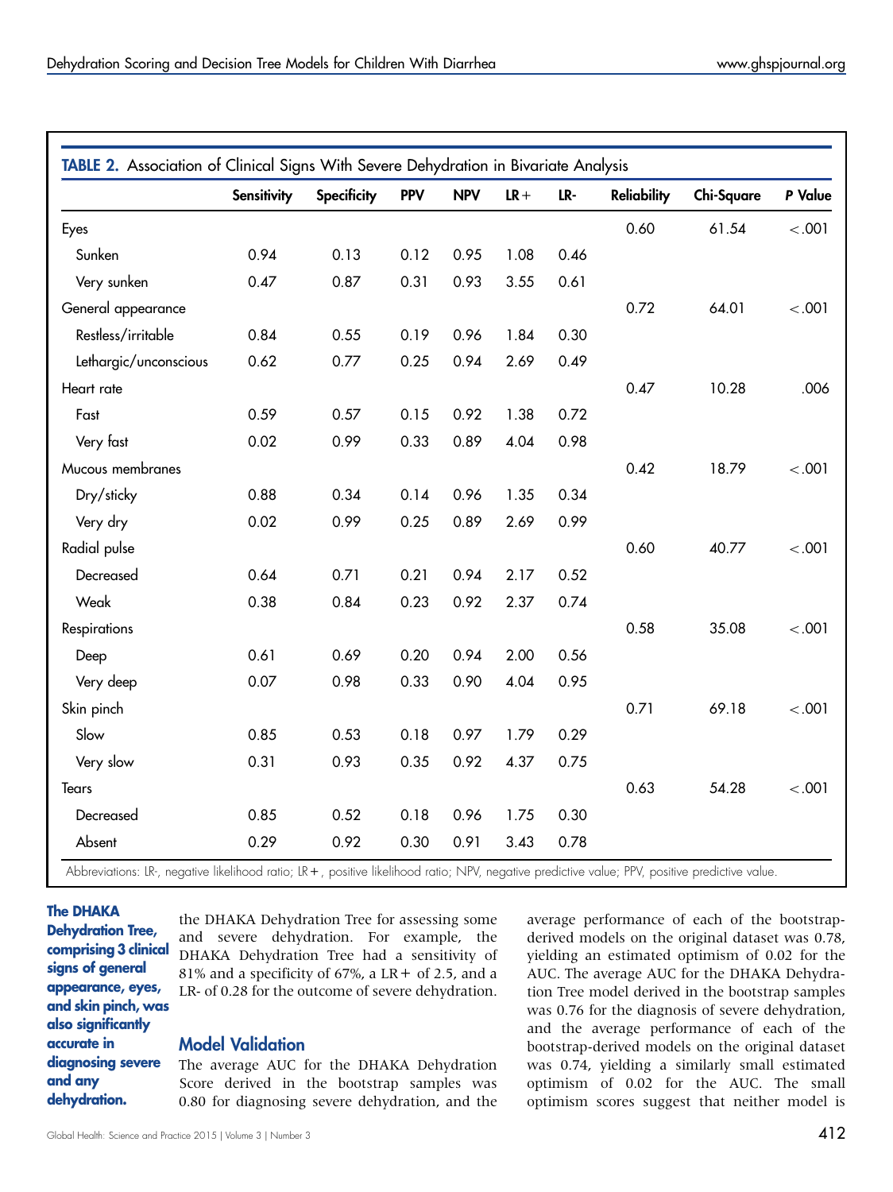**TABLE 2.** Association of Clinical Signs With Severe Dehydration in Bivariate Analysis

| | Sensitivity | Specificity | PPV | NPV | LR+ | LR- | Reliability | Chi-Square | P Value |
|---|---|---|---|---|---|---|---|---|---|
| Eyes | | | | | | | 0.60 | 61.54 | <.001 |
| Sunken | 0.94 | 0.13 | 0.12 | 0.95 | 1.08 | 0.46 | | | |
| Very sunken | 0.47 | 0.87 | 0.31 | 0.93 | 3.55 | 0.61 | | | |
| General appearance | | | | | | | 0.72 | 64.01 | <.001 |
| Restless/irritable | 0.84 | 0.55 | 0.19 | 0.96 | 1.84 | 0.30 | | | |
| Lethargic/unconscious | 0.62 | 0.77 | 0.25 | 0.94 | 2.69 | 0.49 | | | |
| Heart rate | | | | | | | 0.47 | 10.28 | .006 |
| Fast | 0.59 | 0.57 | 0.15 | 0.92 | 1.38 | 0.72 | | | |
| Very fast | 0.02 | 0.99 | 0.33 | 0.89 | 4.04 | 0.98 | | | |
| Mucous membranes | | | | | | | 0.42 | 18.79 | <.001 |
| Dry/sticky | 0.88 | 0.34 | 0.14 | 0.96 | 1.35 | 0.34 | | | |
| Very dry | 0.02 | 0.99 | 0.25 | 0.89 | 2.69 | 0.99 | | | |
| Radial pulse | | | | | | | 0.60 | 40.77 | <.001 |
| Decreased | 0.64 | 0.71 | 0.21 | 0.94 | 2.17 | 0.52 | | | |
| Weak | 0.38 | 0.84 | 0.23 | 0.92 | 2.37 | 0.74 | | | |
| Respirations | | | | | | | 0.58 | 35.08 | <.001 |
| Deep | 0.61 | 0.69 | 0.20 | 0.94 | 2.00 | 0.56 | | | |
| Very deep | 0.07 | 0.98 | 0.33 | 0.90 | 4.04 | 0.95 | | | |
| Skin pinch | | | | | | | 0.71 | 69.18 | <.001 |
| Slow | 0.85 | 0.53 | 0.18 | 0.97 | 1.79 | 0.29 | | | |
| Very slow | 0.31 | 0.93 | 0.35 | 0.92 | 4.37 | 0.75 | | | |
| Tears | | | | | | | 0.63 | 54.28 | <.001 |
| Decreased | 0.85 | 0.52 | 0.18 | 0.96 | 1.75 | 0.30 | | | |
| Absent | 0.29 | 0.92 | 0.30 | 0.91 | 3.43 | 0.78 | | | |

Abbreviations: LR-, negative likelihood ratio; LR+, positive likelihood ratio; NPV, negative predictive value; PPV, positive predictive value.

**The DHAKA Dehydration Tree, comprising 3 clinical signs of general appearance, eyes, and skin pinch, was also significantly accurate in diagnosing severe and any dehydration.**

the DHAKA Dehydration Tree for assessing some and severe dehydration. For example, the DHAKA Dehydration Tree had a sensitivity of 81% and a specificity of 67%, a LR+ of 2.5, and a LR- of 0.28 for the outcome of severe dehydration.

## Model Validation

The average AUC for the DHAKA Dehydration Score derived in the bootstrap samples was 0.80 for diagnosing severe dehydration, and the average performance of each of the bootstrap-derived models on the original dataset was 0.78, yielding an estimated optimism of 0.02 for the AUC. The average AUC for the DHAKA Dehydration Tree model derived in the bootstrap samples was 0.76 for the diagnosis of severe dehydration, and the average performance of each of the bootstrap-derived models on the original dataset was 0.74, yielding a similarly small estimated optimism of 0.02 for the AUC. The small optimism scores suggest that neither model is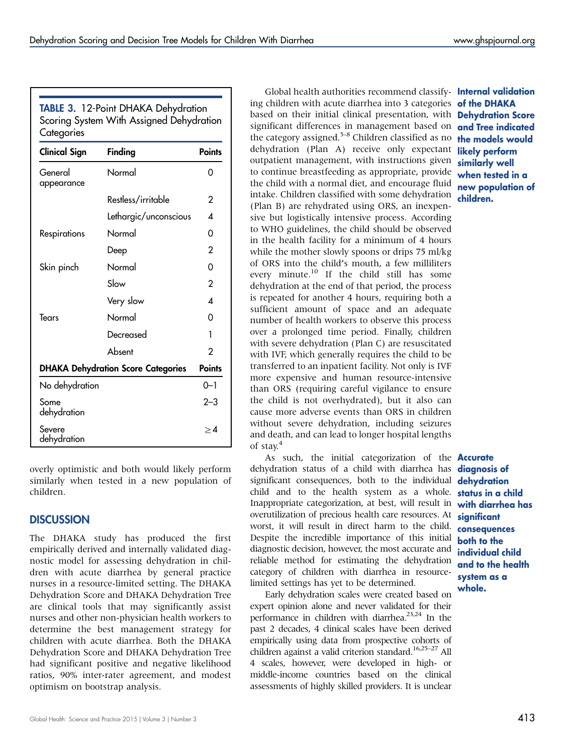**TABLE 3.** 12-Point DHAKA Dehydration Scoring System With Assigned Dehydration Categories

| Clinical Sign | Finding | Points |
|---|---|---|
| General appearance | Normal | 0 |
| | Restless/irritable | 2 |
| | Lethargic/unconscious | 4 |
| Respirations | Normal | 0 |
| | Deep | 2 |
| Skin pinch | Normal | 0 |
| | Slow | 2 |
| | Very slow | 4 |
| Tears | Normal | 0 |
| | Decreased | 1 |
| | Absent | 2 |
| **DHAKA Dehydration Score Categories** | | **Points** |
| No dehydration | | 0–1 |
| Some dehydration | | 2–3 |
| Severe dehydration | | ≥4 |

overly optimistic and both would likely perform similarly when tested in a new population of children.

## DISCUSSION

The DHAKA study has produced the first empirically derived and internally validated diagnostic model for assessing dehydration in children with acute diarrhea by general practice nurses in a resource-limited setting. The DHAKA Dehydration Score and DHAKA Dehydration Tree are clinical tools that may significantly assist nurses and other non-physician health workers to determine the best management strategy for children with acute diarrhea. Both the DHAKA Dehydration Score and DHAKA Dehydration Tree had significant positive and negative likelihood ratios, 90% inter-rater agreement, and modest optimism on bootstrap analysis.

**Internal validation of the DHAKA Dehydration Score and Tree indicated the models would likely perform similarly well when tested in a new population of children.**

Global health authorities recommend classifying children with acute diarrhea into 3 categories based on their initial clinical presentation, with significant differences in management based on the category assigned.[5–8] Children classified as no dehydration (Plan A) receive only expectant outpatient management, with instructions given to continue breastfeeding as appropriate, provide the child with a normal diet, and encourage fluid intake. Children classified with some dehydration (Plan B) are rehydrated using ORS, an inexpensive but logistically intensive process. According to WHO guidelines, the child should be observed in the health facility for a minimum of 4 hours while the mother slowly spoons or drips 75 ml/kg of ORS into the child's mouth, a few milliliters every minute.[10] If the child still has some dehydration at the end of that period, the process is repeated for another 4 hours, requiring both a sufficient amount of space and an adequate number of health workers to observe this process over a prolonged time period. Finally, children with severe dehydration (Plan C) are resuscitated with IVF, which generally requires the child to be transferred to an inpatient facility. Not only is IVF more expensive and human resource-intensive than ORS (requiring careful vigilance to ensure the child is not overhydrated), but it also can cause more adverse events than ORS in children without severe dehydration, including seizures and death, and can lead to longer hospital lengths of stay.[4]

**Accurate diagnosis of dehydration status in a child with diarrhea has significant consequences both to the individual child and to the health system as a whole.**

As such, the initial categorization of the dehydration status of a child with diarrhea has significant consequences, both to the individual child and to the health system as a whole. Inappropriate categorization, at best, will result in overutilization of precious health care resources. At worst, it will result in direct harm to the child. Despite the incredible importance of this initial diagnostic decision, however, the most accurate and reliable method for estimating the dehydration category of children with diarrhea in resource-limited settings has yet to be determined.

Early dehydration scales were created based on expert opinion alone and never validated for their performance in children with diarrhea.[23,24] In the past 2 decades, 4 clinical scales have been derived empirically using data from prospective cohorts of children against a valid criterion standard.[16,25–27] All 4 scales, however, were developed in high- or middle-income countries based on the clinical assessments of highly skilled providers. It is unclear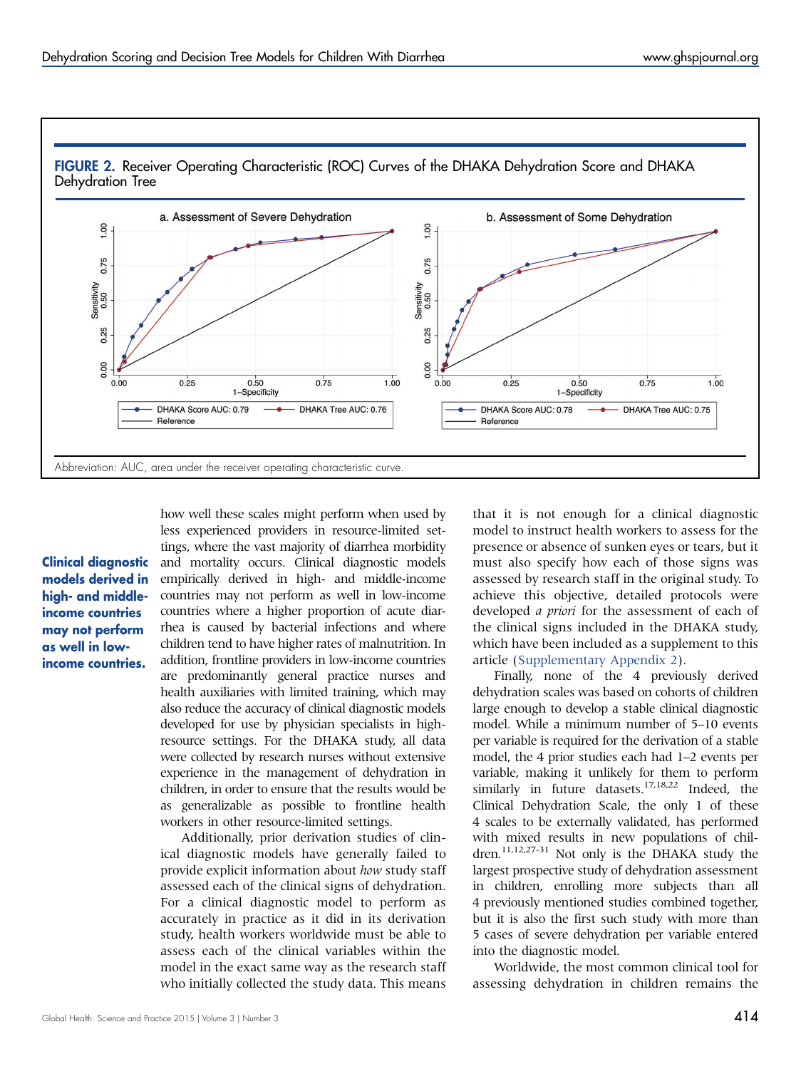**FIGURE 2.** Receiver Operating Characteristic (ROC) Curves of the DHAKA Dehydration Score and DHAKA Dehydration Tree

Abbreviation: AUC, area under the receiver operating characteristic curve.

how well these scales might perform when used by less experienced providers in resource-limited settings, where the vast majority of diarrhea morbidity and mortality occurs. Clinical diagnostic models empirically derived in high- and middle-income countries may not perform as well in low-income countries where a higher proportion of acute diarrhea is caused by bacterial infections and where children tend to have higher rates of malnutrition. In addition, frontline providers in low-income countries are predominantly general practice nurses and health auxiliaries with limited training, which may also reduce the accuracy of clinical diagnostic models developed for use by physician specialists in high-resource settings. For the DHAKA study, all data were collected by research nurses without extensive experience in the management of dehydration in children, in order to ensure that the results would be as generalizable as possible to frontline health workers in other resource-limited settings.

**Clinical diagnostic models derived in high- and middle-income countries may not perform as well in low-income countries.**

Additionally, prior derivation studies of clinical diagnostic models have generally failed to provide explicit information about *how* study staff assessed each of the clinical signs of dehydration. For a clinical diagnostic model to perform as accurately in practice as it did in its derivation study, health workers worldwide must be able to assess each of the clinical variables within the model in the exact same way as the research staff who initially collected the study data. This means that it is not enough for a clinical diagnostic model to instruct health workers to assess for the presence or absence of sunken eyes or tears, but it must also specify how each of those signs was assessed by research staff in the original study. To achieve this objective, detailed protocols were developed *a priori* for the assessment of each of the clinical signs included in the DHAKA study, which have been included as a supplement to this article (Supplementary Appendix 2).

Finally, none of the 4 previously derived dehydration scales was based on cohorts of children large enough to develop a stable clinical diagnostic model. While a minimum number of 5–10 events per variable is required for the derivation of a stable model, the 4 prior studies each had 1–2 events per variable, making it unlikely for them to perform similarly in future datasets.[17,18,22] Indeed, the Clinical Dehydration Scale, the only 1 of these 4 scales to be externally validated, has performed with mixed results in new populations of children.[11,12,27-31] Not only is the DHAKA study the largest prospective study of dehydration assessment in children, enrolling more subjects than all 4 previously mentioned studies combined together, but it is also the first such study with more than 5 cases of severe dehydration per variable entered into the diagnostic model.

Worldwide, the most common clinical tool for assessing dehydration in children remains the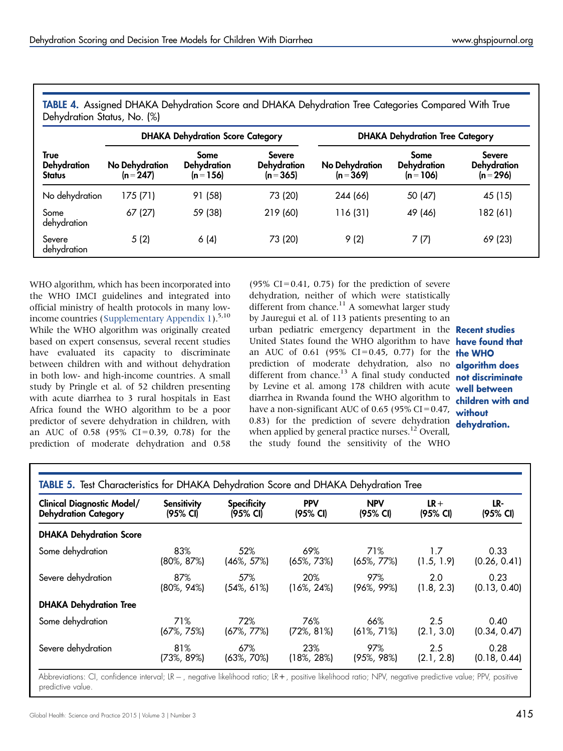**TABLE 4.** Assigned DHAKA Dehydration Score and DHAKA Dehydration Tree Categories Compared With True Dehydration Status, No. (%)

| True Dehydration Status | DHAKA Dehydration Score Category | | | DHAKA Dehydration Tree Category | | |
|---|---|---|---|---|---|---|
| | No Dehydration (n = 247) | Some Dehydration (n = 156) | Severe Dehydration (n = 365) | No Dehydration (n = 369) | Some Dehydration (n = 106) | Severe Dehydration (n = 296) |
| No dehydration | 175 (71) | 91 (58) | 73 (20) | 244 (66) | 50 (47) | 45 (15) |
| Some dehydration | 67 (27) | 59 (38) | 219 (60) | 116 (31) | 49 (46) | 182 (61) |
| Severe dehydration | 5 (2) | 6 (4) | 73 (20) | 9 (2) | 7 (7) | 69 (23) |

WHO algorithm, which has been incorporated into the WHO IMCI guidelines and integrated into official ministry of health protocols in many low-income countries (Supplementary Appendix 1).[5,10] While the WHO algorithm was originally created based on expert consensus, several recent studies have evaluated its capacity to discriminate between children with and without dehydration in both low- and high-income countries. A small study by Pringle et al. of 52 children presenting with acute diarrhea to 3 rural hospitals in East Africa found the WHO algorithm to be a poor predictor of severe dehydration in children, with an AUC of 0.58 (95% CI = 0.39, 0.78) for the prediction of moderate dehydration and 0.58 (95% CI = 0.41, 0.75) for the prediction of severe dehydration, neither of which were statistically different from chance.[11] A somewhat larger study by Jauregui et al. of 113 patients presenting to an urban pediatric emergency department in the United States found the WHO algorithm to have an AUC of 0.61 (95% CI = 0.45, 0.77) for the prediction of moderate dehydration, also no different from chance.[13] A final study conducted by Levine et al. among 178 children with acute diarrhea in Rwanda found the WHO algorithm to have a non-significant AUC of 0.65 (95% CI = 0.47, 0.83) for the prediction of severe dehydration when applied by general practice nurses.[12] Overall, the study found the sensitivity of the WHO

**Recent studies have found that the WHO algorithm does not discriminate well between children with and without dehydration.**

**TABLE 5.** Test Characteristics for DHAKA Dehydration Score and DHAKA Dehydration Tree

| Clinical Diagnostic Model/ Dehydration Category | Sensitivity (95% CI) | Specificity (95% CI) | PPV (95% CI) | NPV (95% CI) | LR+ (95% CI) | LR- (95% CI) |
|---|---|---|---|---|---|---|
| **DHAKA Dehydration Score** | | | | | | |
| Some dehydration | 83% (80%, 87%) | 52% (46%, 57%) | 69% (65%, 73%) | 71% (65%, 77%) | 1.7 (1.5, 1.9) | 0.33 (0.26, 0.41) |
| Severe dehydration | 87% (80%, 94%) | 57% (54%, 61%) | 20% (16%, 24%) | 97% (96%, 99%) | 2.0 (1.8, 2.3) | 0.23 (0.13, 0.40) |
| **DHAKA Dehydration Tree** | | | | | | |
| Some dehydration | 71% (67%, 75%) | 72% (67%, 77%) | 76% (72%, 81%) | 66% (61%, 71%) | 2.5 (2.1, 3.0) | 0.40 (0.34, 0.47) |
| Severe dehydration | 81% (73%, 89%) | 67% (63%, 70%) | 23% (18%, 28%) | 97% (95%, 98%) | 2.5 (2.1, 2.8) | 0.28 (0.18, 0.44) |

Abbreviations: CI, confidence interval; LR−, negative likelihood ratio; LR+, positive likelihood ratio; NPV, negative predictive value; PPV, positive predictive value.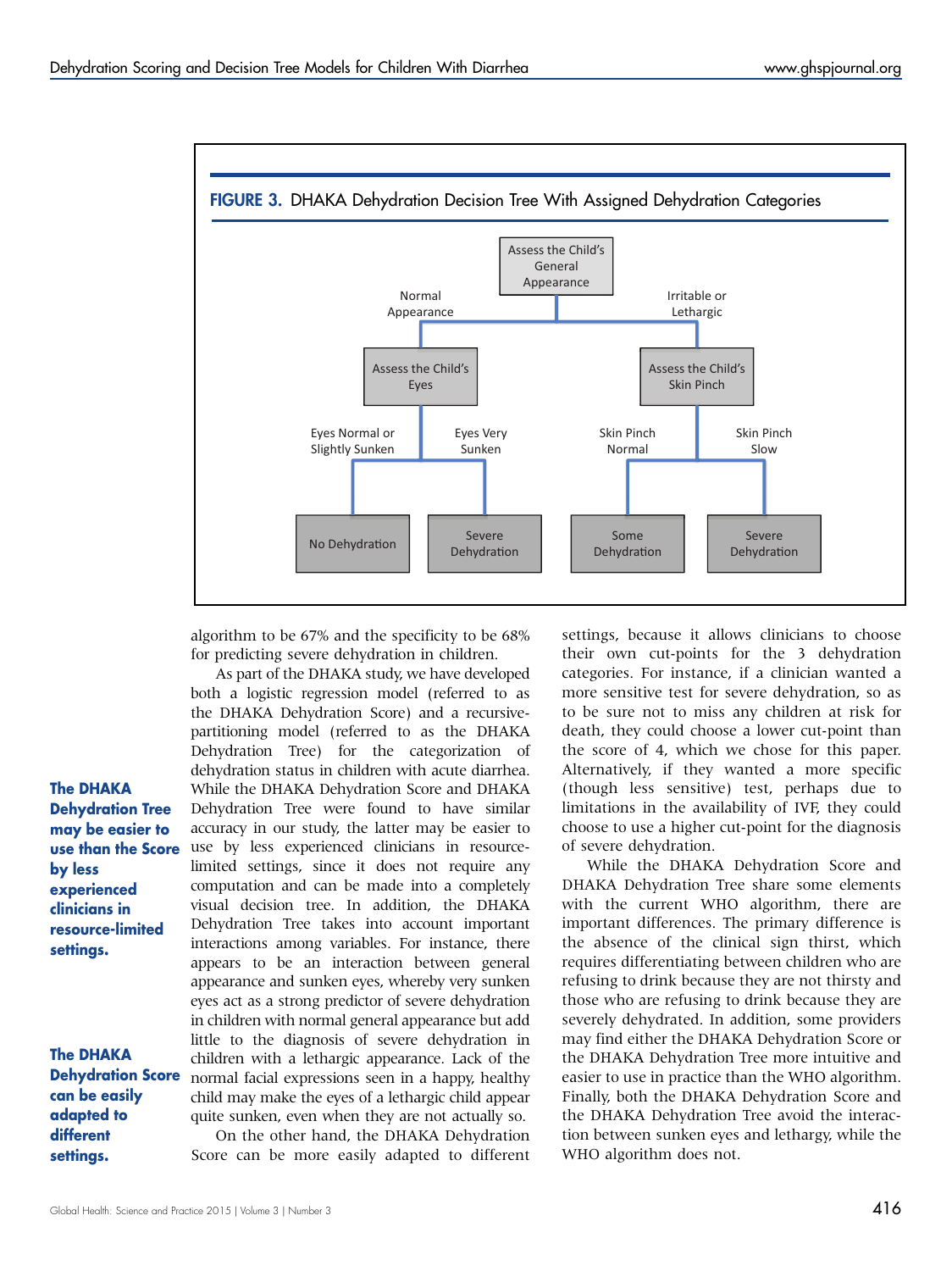**FIGURE 3.** DHAKA Dehydration Decision Tree With Assigned Dehydration Categories

- Assess the Child's General Appearance
  - Normal Appearance → Assess the Child's Eyes
    - Eyes Normal or Slightly Sunken → No Dehydration
    - Eyes Very Sunken → Severe Dehydration
  - Irritable or Lethargic → Assess the Child's Skin Pinch
    - Skin Pinch Normal → Some Dehydration
    - Skin Pinch Slow → Severe Dehydration

algorithm to be 67% and the specificity to be 68% for predicting severe dehydration in children.

As part of the DHAKA study, we have developed both a logistic regression model (referred to as the DHAKA Dehydration Score) and a recursive-partitioning model (referred to as the DHAKA Dehydration Tree) for the categorization of dehydration status in children with acute diarrhea. While the DHAKA Dehydration Score and DHAKA Dehydration Tree were found to have similar accuracy in our study, the latter may be easier to use by less experienced clinicians in resource-limited settings, since it does not require any computation and can be made into a completely visual decision tree. In addition, the DHAKA Dehydration Tree takes into account important interactions among variables. For instance, there appears to be an interaction between general appearance and sunken eyes, whereby very sunken eyes act as a strong predictor of severe dehydration in children with normal general appearance but add little to the diagnosis of severe dehydration in children with a lethargic appearance. Lack of the normal facial expressions seen in a happy, healthy child may make the eyes of a lethargic child appear quite sunken, even when they are not actually so.

**The DHAKA Dehydration Tree may be easier to use than the Score by less experienced clinicians in resource-limited settings.**

On the other hand, the DHAKA Dehydration Score can be more easily adapted to different settings, because it allows clinicians to choose their own cut-points for the 3 dehydration categories. For instance, if a clinician wanted a more sensitive test for severe dehydration, so as to be sure not to miss any children at risk for death, they could choose a lower cut-point than the score of 4, which we chose for this paper. Alternatively, if they wanted a more specific (though less sensitive) test, perhaps due to limitations in the availability of IVF, they could choose to use a higher cut-point for the diagnosis of severe dehydration.

**The DHAKA Dehydration Score can be easily adapted to different settings.**

While the DHAKA Dehydration Score and DHAKA Dehydration Tree share some elements with the current WHO algorithm, there are important differences. The primary difference is the absence of the clinical sign thirst, which requires differentiating between children who are refusing to drink because they are not thirsty and those who are refusing to drink because they are severely dehydrated. In addition, some providers may find either the DHAKA Dehydration Score or the DHAKA Dehydration Tree more intuitive and easier to use in practice than the WHO algorithm. Finally, both the DHAKA Dehydration Score and the DHAKA Dehydration Tree avoid the interaction between sunken eyes and lethargy, while the WHO algorithm does not.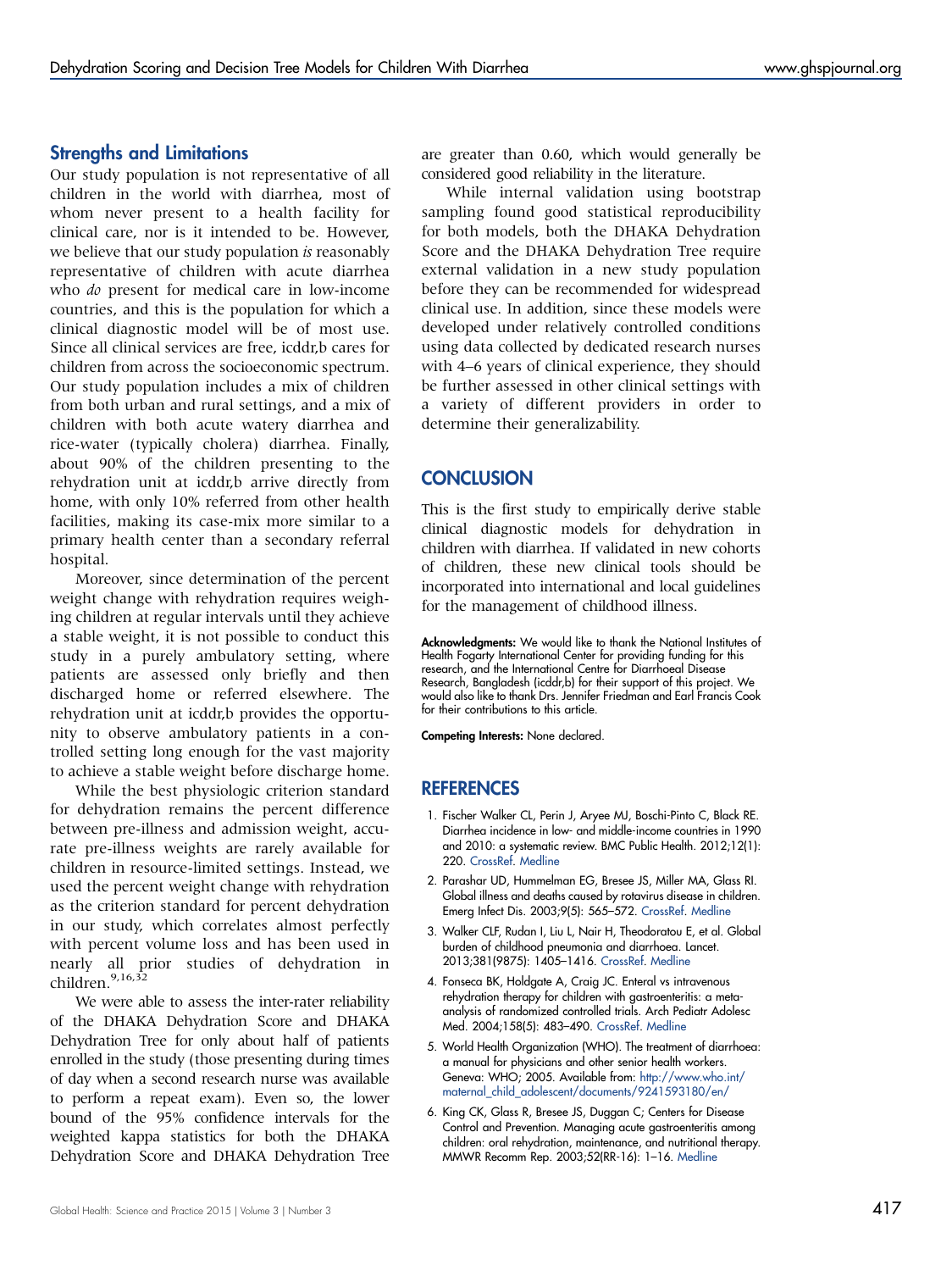### Strengths and Limitations

Our study population is not representative of all children in the world with diarrhea, most of whom never present to a health facility for clinical care, nor is it intended to be. However, we believe that our study population *is* reasonably representative of children with acute diarrhea who *do* present for medical care in low-income countries, and this is the population for which a clinical diagnostic model will be of most use. Since all clinical services are free, icddr,b cares for children from across the socioeconomic spectrum. Our study population includes a mix of children from both urban and rural settings, and a mix of children with both acute watery diarrhea and rice-water (typically cholera) diarrhea. Finally, about 90% of the children presenting to the rehydration unit at icddr,b arrive directly from home, with only 10% referred from other health facilities, making its case-mix more similar to a primary health center than a secondary referral hospital.

Moreover, since determination of the percent weight change with rehydration requires weighing children at regular intervals until they achieve a stable weight, it is not possible to conduct this study in a purely ambulatory setting, where patients are assessed only briefly and then discharged home or referred elsewhere. The rehydration unit at icddr,b provides the opportunity to observe ambulatory patients in a controlled setting long enough for the vast majority to achieve a stable weight before discharge home.

While the best physiologic criterion standard for dehydration remains the percent difference between pre-illness and admission weight, accurate pre-illness weights are rarely available for children in resource-limited settings. Instead, we used the percent weight change with rehydration as the criterion standard for percent dehydration in our study, which correlates almost perfectly with percent volume loss and has been used in nearly all prior studies of dehydration in children.[9,16,32]

We were able to assess the inter-rater reliability of the DHAKA Dehydration Score and DHAKA Dehydration Tree for only about half of patients enrolled in the study (those presenting during times of day when a second research nurse was available to perform a repeat exam). Even so, the lower bound of the 95% confidence intervals for the weighted kappa statistics for both the DHAKA Dehydration Score and DHAKA Dehydration Tree are greater than 0.60, which would generally be considered good reliability in the literature.

While internal validation using bootstrap sampling found good statistical reproducibility for both models, both the DHAKA Dehydration Score and the DHAKA Dehydration Tree require external validation in a new study population before they can be recommended for widespread clinical use. In addition, since these models were developed under relatively controlled conditions using data collected by dedicated research nurses with 4–6 years of clinical experience, they should be further assessed in other clinical settings with a variety of different providers in order to determine their generalizability.

## CONCLUSION

This is the first study to empirically derive stable clinical diagnostic models for dehydration in children with diarrhea. If validated in new cohorts of children, these new clinical tools should be incorporated into international and local guidelines for the management of childhood illness.

**Acknowledgments:** We would like to thank the National Institutes of Health Fogarty International Center for providing funding for this research, and the International Centre for Diarrhoeal Disease Research, Bangladesh (icddr,b) for their support of this project. We would also like to thank Drs. Jennifer Friedman and Earl Francis Cook for their contributions to this article.

**Competing Interests:** None declared.

## REFERENCES

1. Fischer Walker CLF, Perin J, Aryee MJ, Boschi-Pinto C, Black RE. Diarrhea incidence in low- and middle-income countries in 1990 and 2010: a systematic review. BMC Public Health. 2012;12(1): 220. CrossRef. Medline
2. Parashar UD, Hummelman EG, Bresee JS, Miller MA, Glass RI. Global illness and deaths caused by rotavirus disease in children. Emerg Infect Dis. 2003;9(5): 565–572. CrossRef. Medline
3. Walker CLF, Rudan I, Liu L, Nair H, Theodoratou E, et al. Global burden of childhood pneumonia and diarrhoea. Lancet. 2013;381(9875): 1405–1416. CrossRef. Medline
4. Fonseca BK, Holdgate A, Craig JC. Enteral vs intravenous rehydration therapy for children with gastroenteritis: a meta-analysis of randomized controlled trials. Arch Pediatr Adolesc Med. 2004;158(5): 483–490. CrossRef. Medline
5. World Health Organization (WHO). The treatment of diarrhoea: a manual for physicians and other senior health workers. Geneva: WHO; 2005. Available from: http://www.who.int/maternal_child_adolescent/documents/9241593180/en/
6. King CK, Glass R, Bresee JS, Duggan C; Centers for Disease Control and Prevention. Managing acute gastroenteritis among children: oral rehydration, maintenance, and nutritional therapy. MMWR Recomm Rep. 2003;52(RR-16): 1–16. Medline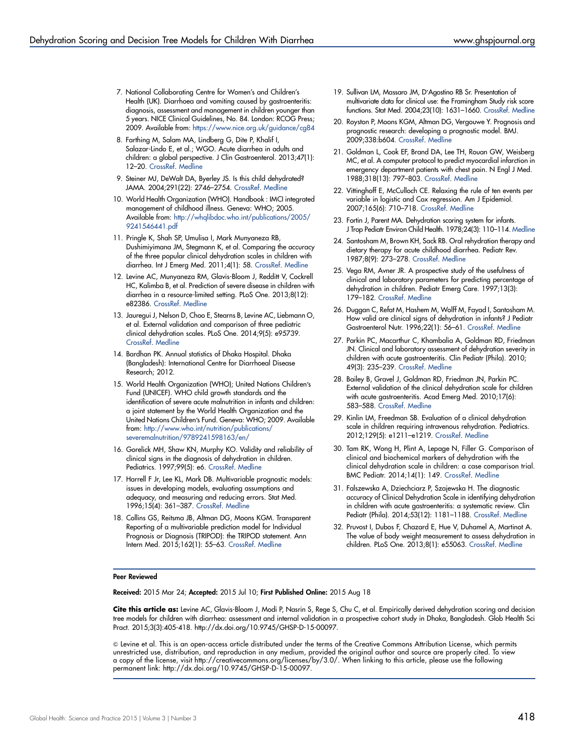7. National Collaborating Centre for Women's and Children's Health (UK). Diarrhoea and vomiting caused by gastroenteritis: diagnosis, assessment and management in children younger than 5 years. NICE Clinical Guidelines, No. 84. London: RCOG Press; 2009. Available from: https://www.nice.org.uk/guidance/cg84
8. Farthing M, Salam MA, Lindberg G, Dite P, Khalif I, Salazar-Lindo E, et al.; WGO. Acute diarrhea in adults and children: a global perspective. J Clin Gastroenterol. 2013;47(1): 12–20. CrossRef. Medline
9. Steiner MJ, DeWalt DA, Byerley JS. Is this child dehydrated? JAMA. 2004;291(22): 2746–2754. CrossRef. Medline
10. World Health Organization (WHO). Handbook : IMCI integrated management of childhood illness. Geneva: WHO; 2005. Available from: http://whqlibdoc.who.int/publications/2005/9241546441.pdf
11. Pringle K, Shah SP, Umulisa I, Mark Munyaneza RB, Dushimiyimana JM, Stegmann K, et al. Comparing the accuracy of the three popular clinical dehydration scales in children with diarrhea. Int J Emerg Med. 2011;4(1): 58. CrossRef. Medline
12. Levine AC, Munyaneza RM, Glavis-Bloom J, Redditt V, Cockrell HC, Kalimba B, et al. Prediction of severe disease in children with diarrhea in a resource-limited setting. PLoS One. 2013;8(12): e82386. CrossRef. Medline
13. Jauregui J, Nelson D, Choo E, Stearns B, Levine AC, Liebmann O, et al. External validation and comparison of three pediatric clinical dehydration scales. PLoS One. 2014;9(5): e95739. CrossRef. Medline
14. Bardhan PK. Annual statistics of Dhaka Hospital. Dhaka (Bangladesh): International Centre for Diarrhoeal Disease Research; 2012.
15. World Health Organization (WHO); United Nations Children's Fund (UNICEF). WHO child growth standards and the identification of severe acute malnutrition in infants and children: a joint statement by the World Health Organization and the United Nations Children's Fund. Geneva: WHO; 2009. Available from: http://www.who.int/nutrition/publications/severemalnutrition/9789241598163/en/
16. Gorelick MH, Shaw KN, Murphy KO. Validity and reliability of clinical signs in the diagnosis of dehydration in children. Pediatrics. 1997;99(5): e6. CrossRef. Medline
17. Harrell F Jr, Lee KL, Mark DB. Multivariable prognostic models: issues in developing models, evaluating assumptions and adequacy, and measuring and reducing errors. Stat Med. 1996;15(4): 361–387. CrossRef. Medline
18. Collins GS, Reitsma JB, Altman DG, Moons KGM. Transparent Reporting of a multivariable prediction model for Individual Prognosis or Diagnosis (TRIPOD): the TRIPOD statement. Ann Intern Med. 2015;162(1): 55–63. CrossRef. Medline
19. Sullivan LM, Massaro JM, D'Agostino RB Sr. Presentation of multivariate data for clinical use: the Framingham Study risk score functions. Stat Med. 2004;23(10): 1631–1660. CrossRef. Medline
20. Royston P, Moons KGM, Altman DG, Vergouwe Y. Prognosis and prognostic research: developing a prognostic model. BMJ. 2009;338:b604. CrossRef. Medline
21. Goldman L, Cook EF, Brand DA, Lee TH, Rouan GW, Weisberg MC, et al. A computer protocol to predict myocardial infarction in emergency department patients with chest pain. N Engl J Med. 1988;318(13): 797–803. CrossRef. Medline
22. Vittinghoff E, McCulloch CE. Relaxing the rule of ten events per variable in logistic and Cox regression. Am J Epidemiol. 2007;165(6): 710–718. CrossRef. Medline
23. Fortin J, Parent MA. Dehydration scoring system for infants. J Trop Pediatr Environ Child Health. 1978;24(3): 110–114. Medline
24. Santosham M, Brown KH, Sack RB. Oral rehydration therapy and dietary therapy for acute childhood diarrhea. Pediatr Rev. 1987;8(9): 273–278. CrossRef. Medline
25. Vega RM, Avner JR. A prospective study of the usefulness of clinical and laboratory parameters for predicting percentage of dehydration in children. Pediatr Emerg Care. 1997;13(3): 179–182. CrossRef. Medline
26. Duggan C, Refat M, Hashem M, Wolff M, Fayad I, Santosham M. How valid are clinical signs of dehydration in infants? J Pediatr Gastroenterol Nutr. 1996;22(1): 56–61. CrossRef. Medline
27. Parkin PC, Macarthur C, Khambalia A, Goldman RD, Friedman JN. Clinical and laboratory assessment of dehydration severity in children with acute gastroenteritis. Clin Pediatr (Phila). 2010; 49(3): 235–239. CrossRef. Medline
28. Bailey B, Gravel J, Goldman RD, Friedman JN, Parkin PC. External validation of the clinical dehydration scale for children with acute gastroenteritis. Acad Emerg Med. 2010;17(6): 583–588. CrossRef. Medline
29. Kinlin LM, Freedman SB. Evaluation of a clinical dehydration scale in children requiring intravenous rehydration. Pediatrics. 2012;129(5): e1211–e1219. CrossRef. Medline
30. Tam RK, Wong H, Plint A, Lepage N, Filler G. Comparison of clinical and biochemical markers of dehydration with the clinical dehydration scale in children: a case comparison trial. BMC Pediatr. 2014;14(1): 149. CrossRef. Medline
31. Falszewska A, Dziechciarz P, Szajewska H. The diagnostic accuracy of Clinical Dehydration Scale in identifying dehydration in children with acute gastroenteritis: a systematic review. Clin Pediatr (Phila). 2014;53(12): 1181–1188. CrossRef. Medline
32. Pruvost I, Dubos F, Chazard E, Hue V, Duhamel A, Martinot A. The value of body weight measurement to assess dehydration in children. PLoS One. 2013;8(1): e55063. CrossRef. Medline

**Peer Reviewed**

**Received:** 2015 Mar 24; **Accepted:** 2015 Jul 10; **First Published Online:** 2015 Aug 18

**Cite this article as:** Levine AC, Glavis-Bloom J, Modi P, Nasrin S, Rege S, Chu C, et al. Empirically derived dehydration scoring and decision tree models for children with diarrhea: assessment and internal validation in a prospective cohort study in Dhaka, Bangladesh. Glob Health Sci Pract. 2015;3(3):405-418. http://dx.doi.org/10.9745/GHSP-D-15-00097.

© Levine et al. This is an open-access article distributed under the terms of the Creative Commons Attribution License, which permits unrestricted use, distribution, and reproduction in any medium, provided the original author and source are properly cited. To view a copy of the license, visit http://creativecommons.org/licenses/by/3.0/. When linking to this article, please use the following permanent link: http://dx.doi.org/10.9745/GHSP-D-15-00097.